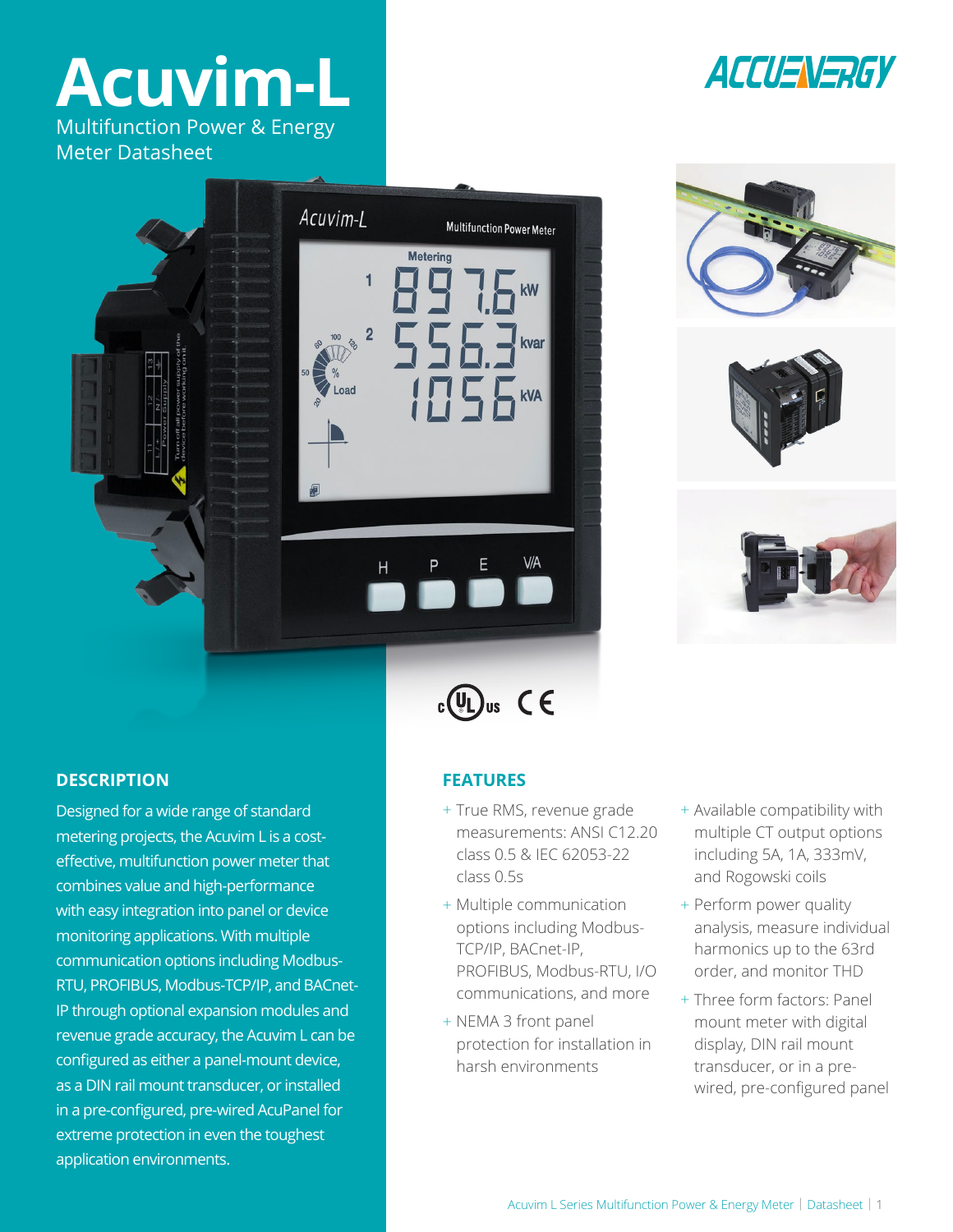# Acuvim-L

Multifunction Power & Energy Meter Datasheet

## DESCRIPTION

Designed for a wide range of standard metering projects, the Acuvim L is a cost-effective, multifunction power meter that combines value and high-performance with easy integration into panel or device monitoring applications. With multiple communication options including Modbus-RTU, PROFIBUS, Modbus-TCP/IP, and BACnet-IP through optional expansion modules and revenue grade accuracy, the Acuvim L can be configured as either a panel-mount device, as a DIN rail mount transducer, or installed in a pre-configured, pre-wired AcuPanel for extreme protection in even the toughest application environments.

## FEATURES

+ True RMS, revenue grade measurements: ANSI C12.20 class 0.5 & IEC 62053-22 class 0.5s
+ Multiple communication options including Modbus-TCP/IP, BACnet-IP, PROFIBUS, Modbus-RTU, I/O communications, and more
+ NEMA 3 front panel protection for installation in harsh environments
+ Available compatibility with multiple CT output options including 5A, 1A, 333mV, and Rogowski coils
+ Perform power quality analysis, measure individual harmonics up to the 63rd order, and monitor THD
+ Three form factors: Panel mount meter with digital display, DIN rail mount transducer, or in a pre-wired, pre-configured panel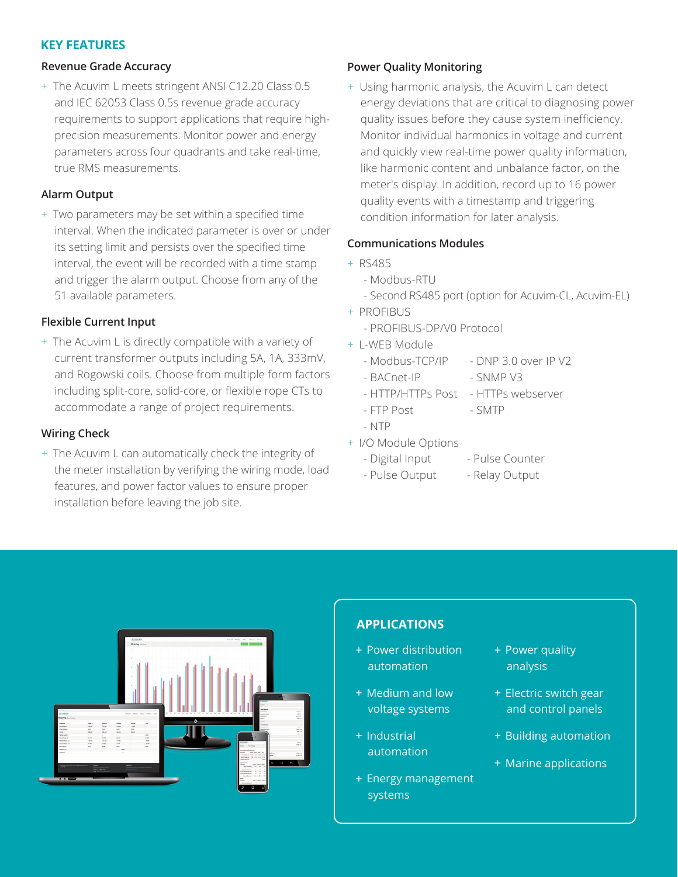## KEY FEATURES

### Revenue Grade Accuracy

+ The Acuvim L meets stringent ANSI C12.20 Class 0.5 and IEC 62053 Class 0.5s revenue grade accuracy requirements to support applications that require high-precision measurements. Monitor power and energy parameters across four quadrants and take real-time, true RMS measurements.

### Alarm Output

+ Two parameters may be set within a specified time interval. When the indicated parameter is over or under its setting limit and persists over the specified time interval, the event will be recorded with a time stamp and trigger the alarm output. Choose from any of the 51 available parameters.

### Flexible Current Input

+ The Acuvim L is directly compatible with a variety of current transformer outputs including 5A, 1A, 333mV, and Rogowski coils. Choose from multiple form factors including split-core, solid-core, or flexible rope CTs to accommodate a range of project requirements.

### Wiring Check

+ The Acuvim L can automatically check the integrity of the meter installation by verifying the wiring mode, load features, and power factor values to ensure proper installation before leaving the job site.

### Power Quality Monitoring

+ Using harmonic analysis, the Acuvim L can detect energy deviations that are critical to diagnosing power quality issues before they cause system inefficiency. Monitor individual harmonics in voltage and current and quickly view real-time power quality information, like harmonic content and unbalance factor, on the meter's display. In addition, record up to 16 power quality events with a timestamp and triggering condition information for later analysis.

### Communications Modules

+ RS485
  - Modbus-RTU
  - Second RS485 port (option for Acuvim-CL, Acuvim-EL)
+ PROFIBUS
  - PROFIBUS-DP/V0 Protocol
+ L-WEB Module
  - Modbus-TCP/IP
  - BACnet-IP
  - HTTP/HTTPs Post
  - FTP Post
  - NTP
  - DNP 3.0 over IP V2
  - SNMP V3
  - HTTPs webserver
  - SMTP
+ I/O Module Options
  - Digital Input
  - Pulse Output
  - Pulse Counter
  - Relay Output

## APPLICATIONS

+ Power distribution automation
+ Medium and low voltage systems
+ Industrial automation
+ Energy management systems
+ Power quality analysis
+ Electric switch gear and control panels
+ Building automation
+ Marine applications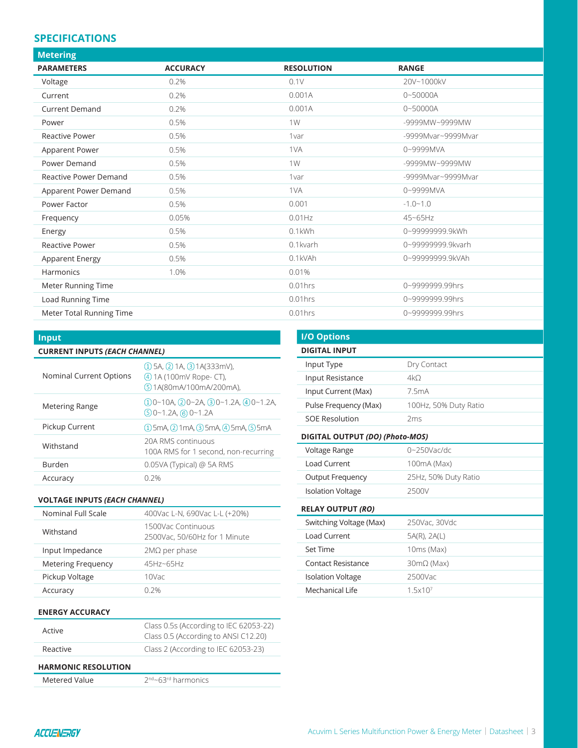## SPECIFICATIONS

### Metering

| PARAMETERS | ACCURACY | RESOLUTION | RANGE |
|---|---|---|---|
| Voltage | 0.2% | 0.1V | 20V~1000kV |
| Current | 0.2% | 0.001A | 0~50000A |
| Current Demand | 0.2% | 0.001A | 0~50000A |
| Power | 0.5% | 1W | -9999MW~9999MW |
| Reactive Power | 0.5% | 1var | -9999Mvar~9999Mvar |
| Apparent Power | 0.5% | 1VA | 0~9999MVA |
| Power Demand | 0.5% | 1W | -9999MW~9999MW |
| Reactive Power Demand | 0.5% | 1var | -9999Mvar~9999Mvar |
| Apparent Power Demand | 0.5% | 1VA | 0~9999MVA |
| Power Factor | 0.5% | 0.001 | -1.0~1.0 |
| Frequency | 0.05% | 0.01Hz | 45~65Hz |
| Energy | 0.5% | 0.1kWh | 0~99999999.9kWh |
| Reactive Power | 0.5% | 0.1kvarh | 0~99999999.9kvarh |
| Apparent Energy | 0.5% | 0.1kVAh | 0~99999999.9kVAh |
| Harmonics | 1.0% | 0.01% | |
| Meter Running Time | | 0.01hrs | 0~9999999.99hrs |
| Load Running Time | | 0.01hrs | 0~9999999.99hrs |
| Meter Total Running Time | | 0.01hrs | 0~9999999.99hrs |

### Input

**CURRENT INPUTS *(EACH CHANNEL)***

| | |
|---|---|
| Nominal Current Options | ① 5A, ② 1A, ③ 1A(333mV), ④ 1A (100mV Rope- CT), ⑤ 1A(80mA/100mA/200mA), |
| Metering Range | ① 0~10A, ② 0~2A, ③ 0~1.2A, ④ 0~1.2A, ⑤ 0~1.2A, ⑥ 0~1.2A |
| Pickup Current | ① 5mA, ② 1mA, ③ 5mA, ④ 5mA, ⑤ 5mA |
| Withstand | 20A RMS continuous<br>100A RMS for 1 second, non-recurring |
| Burden | 0.05VA (Typical) @ 5A RMS |
| Accuracy | 0.2% |

**VOLTAGE INPUTS *(EACH CHANNEL)***

| | |
|---|---|
| Nominal Full Scale | 400Vac L-N, 690Vac L-L (+20%) |
| Withstand | 1500Vac Continuous<br>2500Vac, 50/60Hz for 1 Minute |
| Input Impedance | 2MΩ per phase |
| Metering Frequency | 45Hz~65Hz |
| Pickup Voltage | 10Vac |
| Accuracy | 0.2% |

**ENERGY ACCURACY**

| | |
|---|---|
| Active | Class 0.5s (According to IEC 62053-22)<br>Class 0.5 (According to ANSI C12.20) |
| Reactive | Class 2 (According to IEC 62053-23) |

**HARMONIC RESOLUTION**

| | |
|---|---|
| Metered Value | $2^{nd}$~$63^{rd}$ harmonics |

### I/O Options

**DIGITAL INPUT**

| | |
|---|---|
| Input Type | Dry Contact |
| Input Resistance | 4kΩ |
| Input Current (Max) | 7.5mA |
| Pulse Frequency (Max) | 100Hz, 50% Duty Ratio |
| SOE Resolution | 2ms |

**DIGITAL OUTPUT *(DO) (Photo-MOS)***

| | |
|---|---|
| Voltage Range | 0~250Vac/dc |
| Load Current | 100mA (Max) |
| Output Frequency | 25Hz, 50% Duty Ratio |
| Isolation Voltage | 2500V |

**RELAY OUTPUT *(RO)***

| | |
|---|---|
| Switching Voltage (Max) | 250Vac, 30Vdc |
| Load Current | 5A(R), 2A(L) |
| Set Time | 10ms (Max) |
| Contact Resistance | 30mΩ (Max) |
| Isolation Voltage | 2500Vac |
| Mechanical Life | $1.5 \times 10^7$ |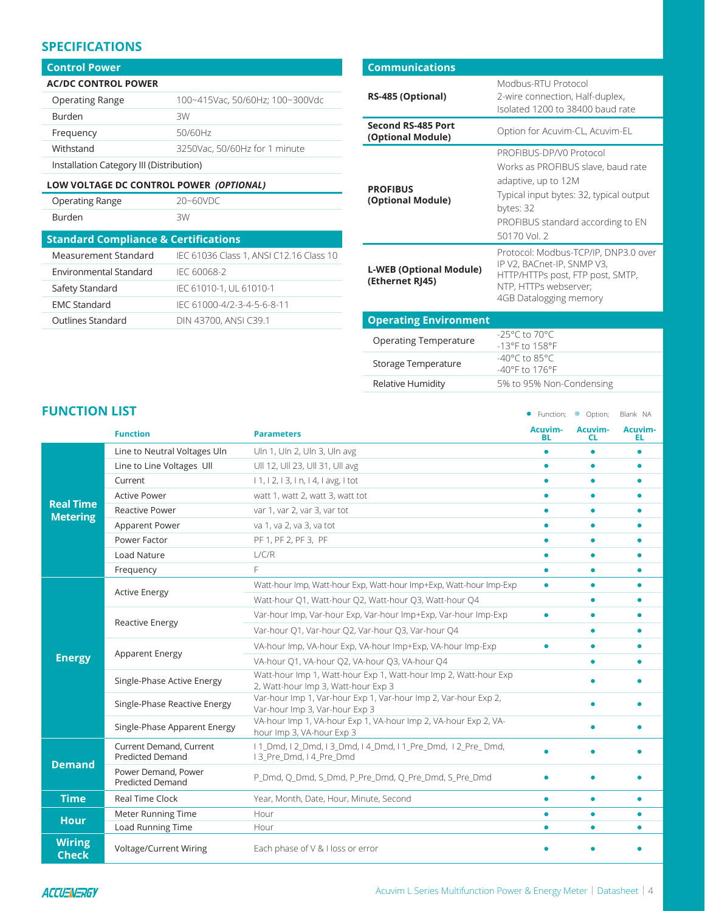## SPECIFICATIONS

### Control Power

| AC/DC CONTROL POWER | |
|---|---|
| Operating Range | 100~415Vac, 50/60Hz; 100~300Vdc |
| Burden | 3W |
| Frequency | 50/60Hz |
| Withstand | 3250Vac, 50/60Hz for 1 minute |
| Installation Category III (Distribution) | |

| LOW VOLTAGE DC CONTROL POWER *(OPTIONAL)* | |
|---|---|
| Operating Range | 20~60VDC |
| Burden | 3W |

### Standard Compliance & Certifications

| | |
|---|---|
| Measurement Standard | IEC 61036 Class 1, ANSI C12.16 Class 10 |
| Environmental Standard | IEC 60068-2 |
| Safety Standard | IEC 61010-1, UL 61010-1 |
| EMC Standard | IEC 61000-4/2-3-4-5-6-8-11 |
| Outlines Standard | DIN 43700, ANSI C39.1 |

### Communications

| | |
|---|---|
| **RS-485 (Optional)** | Modbus-RTU Protocol<br>2-wire connection, Half-duplex,<br>Isolated 1200 to 38400 baud rate |
| **Second RS-485 Port (Optional Module)** | Option for Acuvim-CL, Acuvim-EL |
| **PROFIBUS (Optional Module)** | PROFIBUS-DP/V0 Protocol<br>Works as PROFIBUS slave, baud rate adaptive, up to 12M<br>Typical input bytes: 32, typical output bytes: 32<br>PROFIBUS standard according to EN 50170 Vol. 2 |
| **L-WEB (Optional Module) (Ethernet RJ45)** | Protocol: Modbus-TCP/IP, DNP3.0 over IP V2, BACnet-IP, SNMP V3, HTTP/HTTPs post, FTP post, SMTP, NTP, HTTPs webserver;<br>4GB Datalogging memory |

### Operating Environment

| | |
|---|---|
| Operating Temperature | -25°C to 70°C<br>-13°F to 158°F |
| Storage Temperature | -40°C to 85°C<br>-40°F to 176°F |
| Relative Humidity | 5% to 95% Non-Condensing |

## FUNCTION LIST

● Function; ⊙ Option; Blank NA

| | Function | Parameters | Acuvim-BL | Acuvim-CL | Acuvim-EL |
|---|---|---|---|---|---|
| **Real Time Metering** | Line to Neutral Voltages Uln | Uln 1, Uln 2, Uln 3, Uln avg | ● | ● | ● |
| | Line to Line Voltages Ull | Ull 12, Ull 23, Ull 31, Ull avg | ● | ● | ● |
| | Current | I 1, I 2, I 3, I n, I 4, I avg, I tot | ● | ● | ● |
| | Active Power | watt 1, watt 2, watt 3, watt tot | ● | ● | ● |
| | Reactive Power | var 1, var 2, var 3, var tot | ● | ● | ● |
| | Apparent Power | va 1, va 2, va 3, va tot | ● | ● | ● |
| | Power Factor | PF 1, PF 2, PF 3, PF | ● | ● | ● |
| | Load Nature | L/C/R | ● | ● | ● |
| | Frequency | F | ● | ● | ● |
| **Energy** | Active Energy | Watt-hour Imp, Watt-hour Exp, Watt-hour Imp+Exp, Watt-hour Imp-Exp | ● | ● | ● |
| | | Watt-hour Q1, Watt-hour Q2, Watt-hour Q3, Watt-hour Q4 | | ● | ● |
| | Reactive Energy | Var-hour Imp, Var-hour Exp, Var-hour Imp+Exp, Var-hour Imp-Exp | ● | ● | ● |
| | | Var-hour Q1, Var-hour Q2, Var-hour Q3, Var-hour Q4 | | ● | ● |
| | Apparent Energy | VA-hour Imp, VA-hour Exp, VA-hour Imp+Exp, VA-hour Imp-Exp | ● | ● | ● |
| | | VA-hour Q1, VA-hour Q2, VA-hour Q3, VA-hour Q4 | | ● | ● |
| | Single-Phase Active Energy | Watt-hour Imp 1, Watt-hour Exp 1, Watt-hour Imp 2, Watt-hour Exp 2, Watt-hour Imp 3, Watt-hour Exp 3 | | ● | ● |
| | Single-Phase Reactive Energy | Var-hour Imp 1, Var-hour Exp 1, Var-hour Imp 2, Var-hour Exp 2, Var-hour Imp 3, Var-hour Exp 3 | | ● | ● |
| | Single-Phase Apparent Energy | VA-hour Imp 1, VA-hour Exp 1, VA-hour Imp 2, VA-hour Exp 2, VA-hour Imp 3, VA-hour Exp 3 | | ● | ● |
| **Demand** | Current Demand, Current Predicted Demand | I 1_Dmd, I 2_Dmd, I 3_Dmd, I 4_Dmd, I 1_Pre_Dmd, I 2_Pre_ Dmd, I 3_Pre_Dmd, I 4_Pre_Dmd | ● | ● | ● |
| | Power Demand, Power Predicted Demand | P_Dmd, Q_Dmd, S_Dmd, P_Pre_Dmd, Q_Pre_Dmd, S_Pre_Dmd | ● | ● | ● |
| **Time** | Real Time Clock | Year, Month, Date, Hour, Minute, Second | ● | ● | ● |
| **Hour** | Meter Running Time | Hour | ● | ● | ● |
| | Load Running Time | Hour | ● | ● | ● |
| **Wiring Check** | Voltage/Current Wiring | Each phase of V & I loss or error | ● | ● | ● |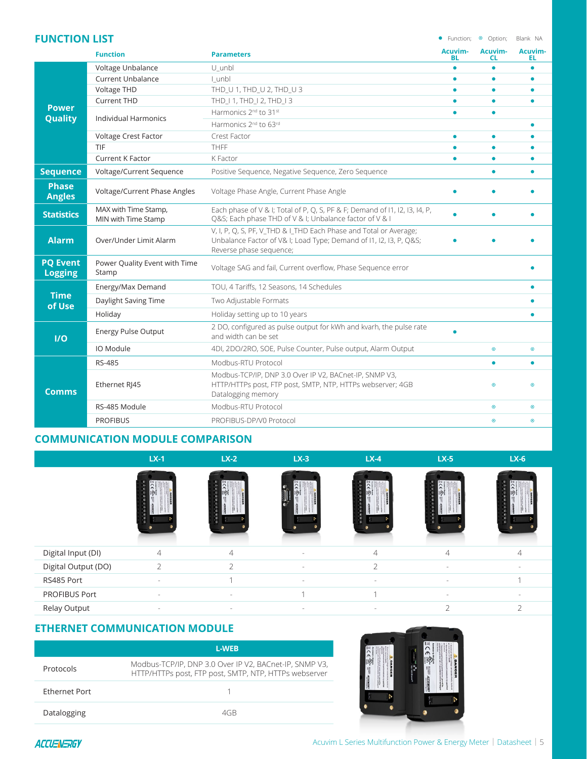## FUNCTION LIST

● Function; ⊙ Option; Blank NA

| | Function | Parameters | Acuvim-BL | Acuvim-CL | Acuvim-EL |
|---|---|---|---|---|---|
| Power Quality | Voltage Unbalance | U_unbl | ● | ● | ● |
| | Current Unbalance | I_unbl | ● | ● | ● |
| | Voltage THD | THD_U 1, THD_U 2, THD_U 3 | ● | ● | ● |
| | Current THD | THD_I 1, THD_I 2, THD_I 3 | ● | ● | ● |
| | Individual Harmonics | Harmonics 2nd to 31st | ● | ● | |
| | | Harmonics 2nd to 63rd | | | ● |
| | Voltage Crest Factor | Crest Factor | ● | ● | ● |
| | TIF | THFF | ● | ● | ● |
| | Current K Factor | K Factor | ● | ● | ● |
| Sequence | Voltage/Current Sequence | Positive Sequence, Negative Sequence, Zero Sequence | | ● | ● |
| Phase Angles | Voltage/Current Phase Angles | Voltage Phase Angle, Current Phase Angle | ● | ● | ● |
| Statistics | MAX with Time Stamp, MIN with Time Stamp | Each phase of V & I; Total of P, Q, S, PF & F; Demand of I1, I2, I3, I4, P, Q&S; Each phase THD of V & I; Unbalance factor of V & I | ● | ● | ● |
| Alarm | Over/Under Limit Alarm | V, I, P, Q, S, PF, V_THD & I_THD Each Phase and Total or Average; Unbalance Factor of V& I; Load Type; Demand of I1, I2, I3, P, Q&S; Reverse phase sequence; | ● | ● | ● |
| PQ Event Logging | Power Quality Event with Time Stamp | Voltage SAG and fail, Current overflow, Phase Sequence error | | | ● |
| Time of Use | Energy/Max Demand | TOU, 4 Tariffs, 12 Seasons, 14 Schedules | | | ● |
| | Daylight Saving Time | Two Adjustable Formats | | | ● |
| | Holiday | Holiday setting up to 10 years | | | ● |
| I/O | Energy Pulse Output | 2 DO, configured as pulse output for kWh and kvarh, the pulse rate and width can be set | ● | | |
| | IO Module | 4DI, 2DO/2RO, SOE, Pulse Counter, Pulse output, Alarm Output | | ⊙ | ⊙ |
| Comms | RS-485 | Modbus-RTU Protocol | | ● | ● |
| | Ethernet RJ45 | Modbus-TCP/IP, DNP 3.0 Over IP V2, BACnet-IP, SNMP V3, HTTP/HTTPs post, FTP post, SMTP, NTP, HTTPs webserver; 4GB Datalogging memory | | ⊙ | ⊙ |
| | RS-485 Module | Modbus-RTU Protocol | | ⊙ | ⊙ |
| | PROFIBUS | PROFIBUS-DP/V0 Protocol | | ⊙ | ⊙ |

## COMMUNICATION MODULE COMPARISON

| | LX-1 | LX-2 | LX-3 | LX-4 | LX-5 | LX-6 |
|---|---|---|---|---|---|---|
| Digital Input (DI) | 4 | 4 | - | 4 | 4 | 4 |
| Digital Output (DO) | 2 | 2 | - | 2 | - | - |
| RS485 Port | - | 1 | - | - | - | 1 |
| PROFIBUS Port | - | - | 1 | 1 | - | - |
| Relay Output | - | - | - | - | 2 | 2 |

## ETHERNET COMMUNICATION MODULE

| | L-WEB |
|---|---|
| Protocols | Modbus-TCP/IP, DNP 3.0 Over IP V2, BACnet-IP, SNMP V3, HTTP/HTTPs post, FTP post, SMTP, NTP, HTTPs webserver |
| Ethernet Port | 1 |
| Datalogging | 4GB |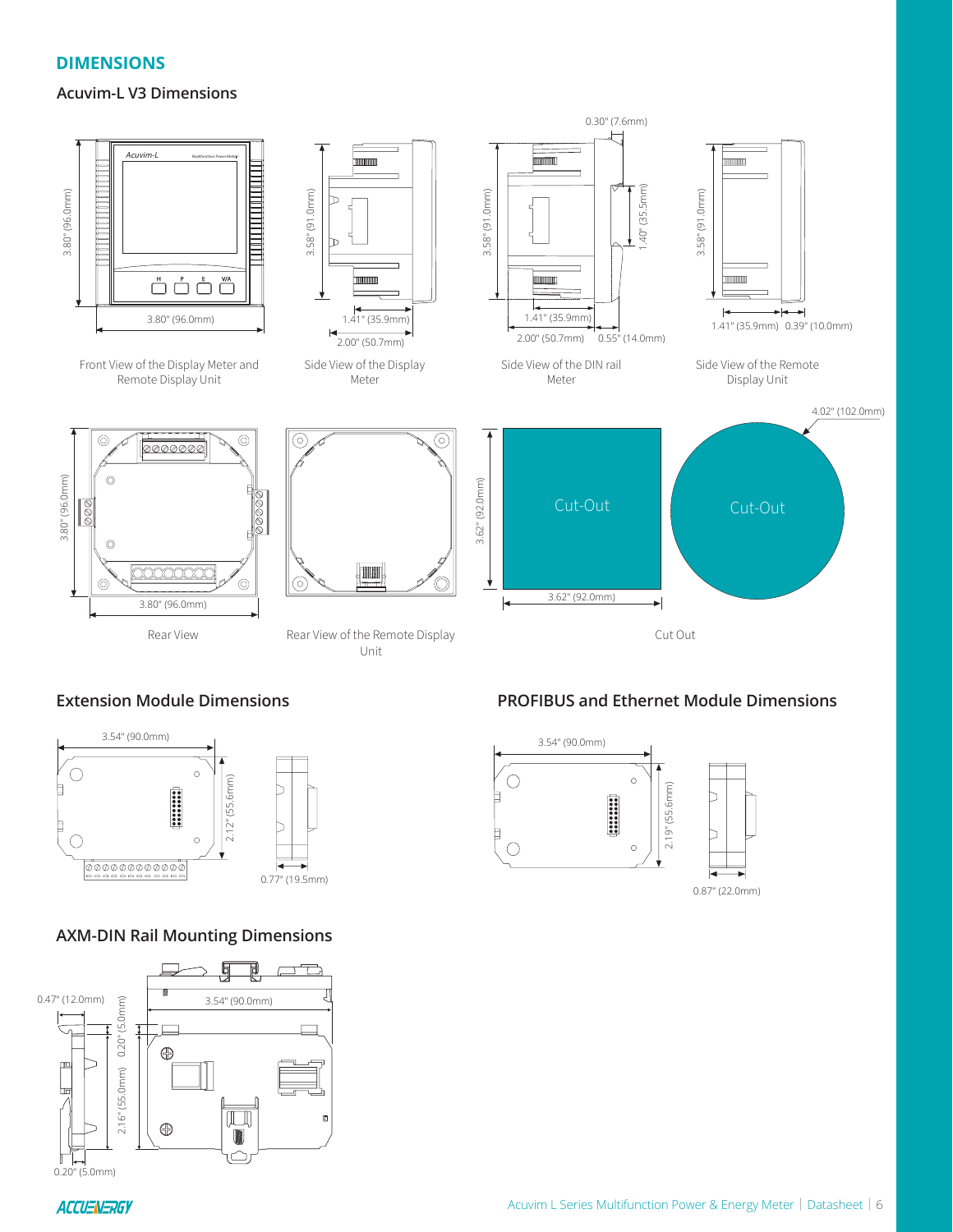## DIMENSIONS

### Acuvim-L V3 Dimensions

3.80" (96.0mm)

3.80" (96.0mm)

Front View of the Display Meter and Remote Display Unit

3.58" (91.0mm)

1.41" (35.9mm)

2.00" (50.7mm)

Side View of the Display Meter

0.30" (7.6mm)

3.58" (91.0mm)

1.40" (35.5mm)

1.41" (35.9mm)

2.00" (50.7mm)

0.55" (14.0mm)

Side View of the DIN rail Meter

3.58" (91.0mm)

1.41" (35.9mm)

0.39" (10.0mm)

Side View of the Remote Display Unit

3.80" (96.0mm)

3.80" (96.0mm)

Rear View

Rear View of the Remote Display Unit

3.62" (92.0mm)

Cut-Out

3.62" (92.0mm)

4.02" (102.0mm)

Cut-Out

Cut Out

### Extension Module Dimensions

3.54" (90.0mm)

2.12" (55.6mm)

0.77" (19.5mm)

### PROFIBUS and Ethernet Module Dimensions

3.54" (90.0mm)

2.19" (55.6mm)

0.87" (22.0mm)

### AXM-DIN Rail Mounting Dimensions

0.47" (12.0mm)

0.20" (5.0mm)

2.16" (55.0mm)

3.54" (90.0mm)

0.20" (5.0mm)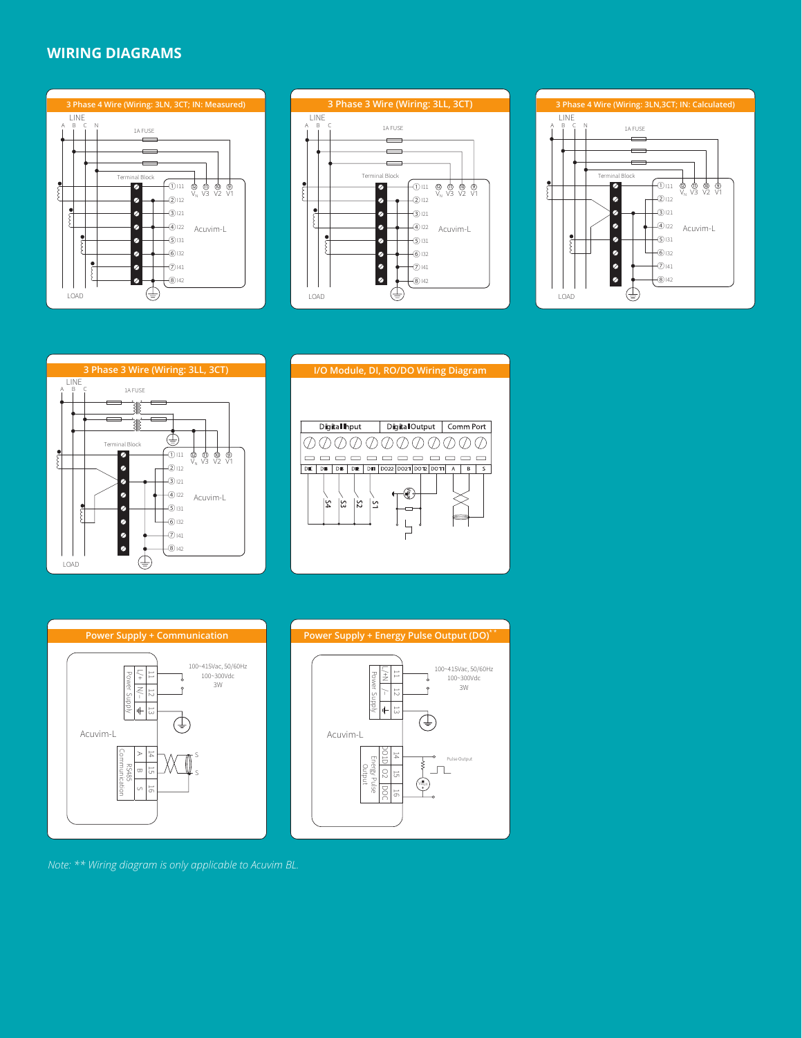## WIRING DIAGRAMS

### 3 Phase 4 Wire (Wiring: 3LN, 3CT; IN: Measured)

LINE
A B C N
1A FUSE
Terminal Block
① I11 ② I12 ③ I21 ④ I22 ⑤ I31 ⑥ I32 ⑦ I41 ⑧ I42
⑫ $V_N$ ⑪ V3 ⑩ V2 ⑨ V1
Acuvim-L
LOAD

### 3 Phase 3 Wire (Wiring: 3LL, 3CT)

LINE
A B C
1A FUSE
Terminal Block
① I11 ② I12 ③ I21 ④ I22 ⑤ I31 ⑥ I32 ⑦ I41 ⑧ I42
⑫ $V_N$ ⑪ V3 ⑩ V2 ⑨ V1
Acuvim-L
LOAD

### 3 Phase 4 Wire (Wiring: 3LN,3CT; IN: Calculated)

LINE
A B C N
1A FUSE
Terminal Block
① I11 ② I12 ③ I21 ④ I22 ⑤ I31 ⑥ I32 ⑦ I41 ⑧ I42
⑫ $V_N$ ⑪ V3 ⑩ V2 ⑨ V1
Acuvim-L
LOAD

### 3 Phase 3 Wire (Wiring: 3LL, 3CT)

LINE
A B C
1A FUSE
Terminal Block
① I11 ② I12 ③ I21 ④ I22 ⑤ I31 ⑥ I32 ⑦ I41 ⑧ I42
⑫ $V_N$ ⑪ V3 ⑩ V2 ⑨ V1
Acuvim-L
LOAD

### I/O Module, DI, RO/DO Wiring Diagram

Digital Input | Digital Output | Comm Port
DI | DI | DI | DI | DI | DO22 | DO21 | DO12 | DO11 | A | B | S
S4 S3 S2 S1

### Power Supply + Communication

Power Supply: L/+ 11, N/- 12, ⏚ 13
100~415Vac, 50/60Hz
100~300Vdc
3W
Acuvim-L
RS485 Communication: A 14, B 15, S 16
S
S

### Power Supply + Energy Pulse Output (DO)**

Power Supply: L/+ 11, N/- 12, ⏚ 13
100~415Vac, 50/60Hz
100~300Vdc
3W
Acuvim-L
Energy Pulse Output: DO1 14, DO2 15, DOC 16
Pulse Output

*Note: ** Wiring diagram is only applicable to Acuvim BL.*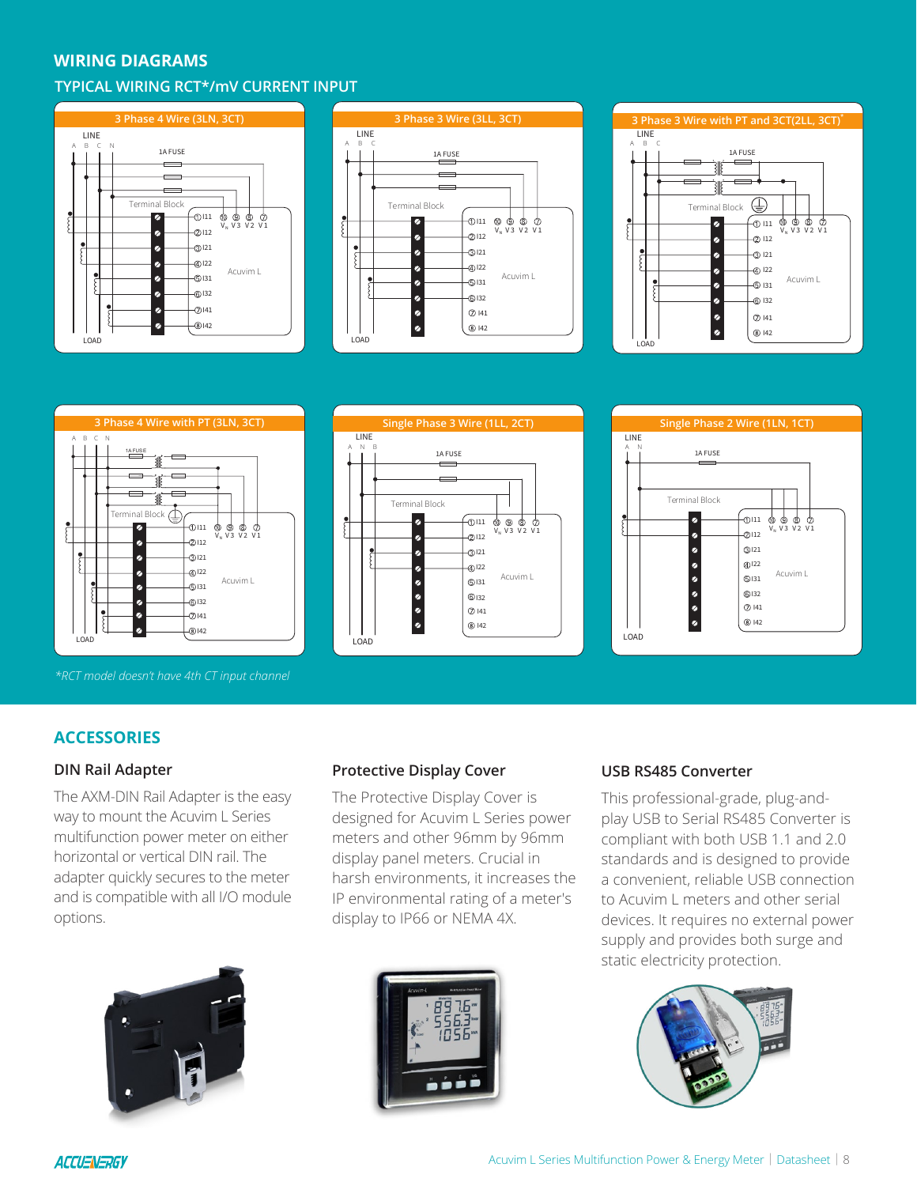## WIRING DIAGRAMS

### TYPICAL WIRING RCT*/mV CURRENT INPUT

**3 Phase 4 Wire (3LN, 3CT)**

**3 Phase 3 Wire (3LL, 3CT)**

**3 Phase 3 Wire with PT and 3CT(2LL, 3CT)***

**3 Phase 4 Wire with PT (3LN, 3CT)**

**Single Phase 3 Wire (1LL, 2CT)**

**Single Phase 2 Wire (1LN, 1CT)**

*\*RCT model doesn't have 4th CT input channel*

## ACCESSORIES

### DIN Rail Adapter

The AXM-DIN Rail Adapter is the easy way to mount the Acuvim L Series multifunction power meter on either horizontal or vertical DIN rail. The adapter quickly secures to the meter and is compatible with all I/O module options.

### Protective Display Cover

The Protective Display Cover is designed for Acuvim L Series power meters and other 96mm by 96mm display panel meters. Crucial in harsh environments, it increases the IP environmental rating of a meter's display to IP66 or NEMA 4X.

### USB RS485 Converter

This professional-grade, plug-and-play USB to Serial RS485 Converter is compliant with both USB 1.1 and 2.0 standards and is designed to provide a convenient, reliable USB connection to Acuvim L meters and other serial devices. It requires no external power supply and provides both surge and static electricity protection.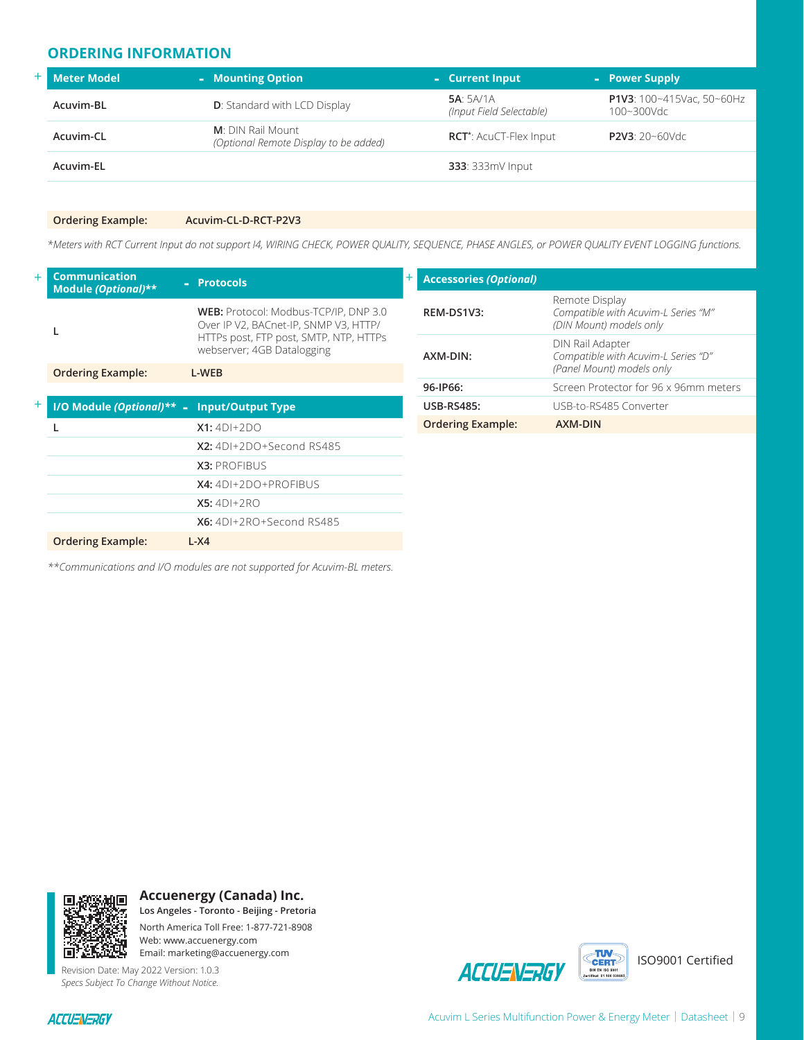## ORDERING INFORMATION

| Meter Model | Mounting Option | Current Input | Power Supply |
|---|---|---|---|
| Acuvim-BL | **D**: Standard with LCD Display | **5A**: 5A/1A *(Input Field Selectable)* | **P1V3**: 100~415Vac, 50~60Hz 100~300Vdc |
| Acuvim-CL | **M**: DIN Rail Mount *(Optional Remote Display to be added)* | **RCT***: AcuCT-Flex Input | **P2V3**: 20~60Vdc |
| Acuvim-EL | | **333**: 333mV Input | |
| **Ordering Example:** | **Acuvim-CL-D-RCT-P2V3** | | |

*\*Meters with RCT Current Input do not support I4, WIRING CHECK, POWER QUALITY, SEQUENCE, PHASE ANGLES, or POWER QUALITY EVENT LOGGING functions.*

| Communication Module *(Optional)*** | Protocols |
|---|---|
| L | **WEB:** Protocol: Modbus-TCP/IP, DNP 3.0 Over IP V2, BACnet-IP, SNMP V3, HTTP/ HTTPs post, FTP post, SMTP, NTP, HTTPs webserver; 4GB Datalogging |
| **Ordering Example:** | **L-WEB** |

| I/O Module *(Optional)*** | Input/Output Type |
|---|---|
| L | **X1:** 4DI+2DO |
| | **X2:** 4DI+2DO+Second RS485 |
| | **X3:** PROFIBUS |
| | **X4:** 4DI+2DO+PROFIBUS |
| | **X5:** 4DI+2RO |
| | **X6:** 4DI+2RO+Second RS485 |
| **Ordering Example:** | **L-X4** |

*\*\*Communications and I/O modules are not supported for Acuvim-BL meters.*

| Accessories *(Optional)* | |
|---|---|
| **REM-DS1V3:** | Remote Display *Compatible with Acuvim-L Series "M" (DIN Mount) models only* |
| **AXM-DIN:** | DIN Rail Adapter *Compatible with Acuvim-L Series "D" (Panel Mount) models only* |
| **96-IP66:** | Screen Protector for 96 x 96mm meters |
| **USB-RS485:** | USB-to-RS485 Converter |
| **Ordering Example:** | **AXM-DIN** |

**Accuenergy (Canada) Inc.**
**Los Angeles - Toronto - Beijing - Pretoria**
North America Toll Free: 1-877-721-8908
Web: www.accuenergy.com
Email: marketing@accuenergy.com

Revision Date: May 2022 Version: 1.0.3
*Specs Subject To Change Without Notice.*

ISO9001 Certified